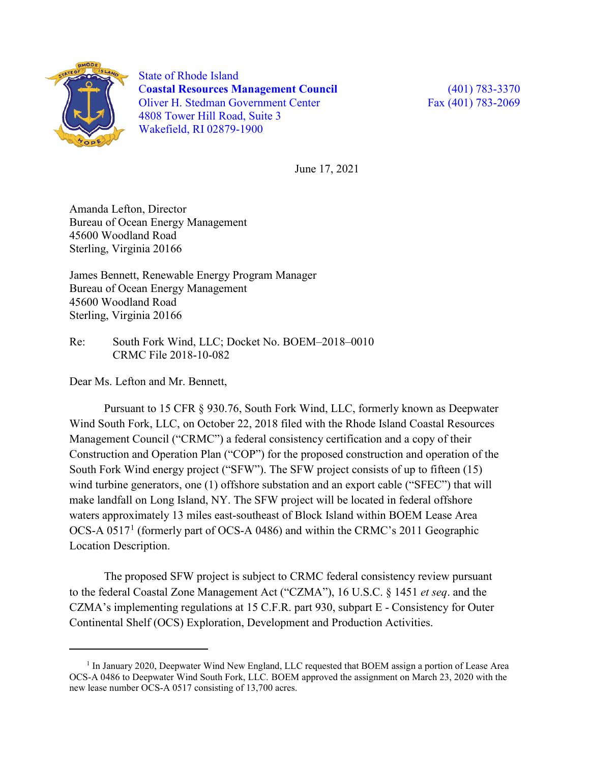State of Rhode Island
**Coastal Resources Management Council**
Oliver H. Stedman Government Center
4808 Tower Hill Road, Suite 3
Wakefield, RI 02879-1900

(401) 783-3370
Fax (401) 783-2069

June 17, 2021

Amanda Lefton, Director
Bureau of Ocean Energy Management
45600 Woodland Road
Sterling, Virginia 20166

James Bennett, Renewable Energy Program Manager
Bureau of Ocean Energy Management
45600 Woodland Road
Sterling, Virginia 20166

Re: South Fork Wind, LLC; Docket No. BOEM–2018–0010
CRMC File 2018-10-082

Dear Ms. Lefton and Mr. Bennett,

Pursuant to 15 CFR § 930.76, South Fork Wind, LLC, formerly known as Deepwater Wind South Fork, LLC, on October 22, 2018 filed with the Rhode Island Coastal Resources Management Council ("CRMC") a federal consistency certification and a copy of their Construction and Operation Plan ("COP") for the proposed construction and operation of the South Fork Wind energy project ("SFW"). The SFW project consists of up to fifteen (15) wind turbine generators, one (1) offshore substation and an export cable ("SFEC") that will make landfall on Long Island, NY. The SFW project will be located in federal offshore waters approximately 13 miles east-southeast of Block Island within BOEM Lease Area OCS-A 0517[1] (formerly part of OCS-A 0486) and within the CRMC's 2011 Geographic Location Description.

The proposed SFW project is subject to CRMC federal consistency review pursuant to the federal Coastal Zone Management Act ("CZMA"), 16 U.S.C. § 1451 *et seq*. and the CZMA's implementing regulations at 15 C.F.R. part 930, subpart E - Consistency for Outer Continental Shelf (OCS) Exploration, Development and Production Activities.

[1] In January 2020, Deepwater Wind New England, LLC requested that BOEM assign a portion of Lease Area OCS-A 0486 to Deepwater Wind South Fork, LLC. BOEM approved the assignment on March 23, 2020 with the new lease number OCS-A 0517 consisting of 13,700 acres.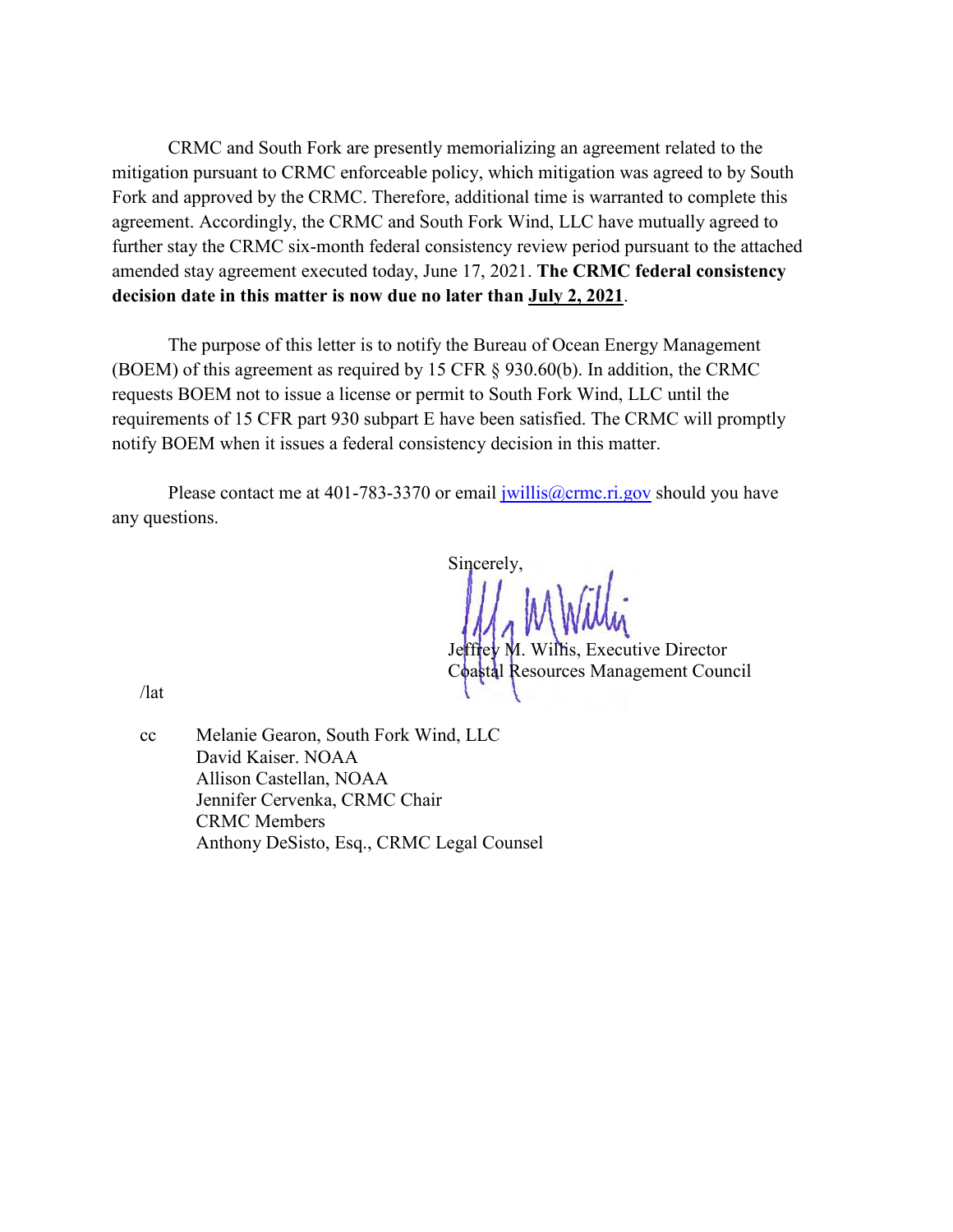CRMC and South Fork are presently memorializing an agreement related to the mitigation pursuant to CRMC enforceable policy, which mitigation was agreed to by South Fork and approved by the CRMC. Therefore, additional time is warranted to complete this agreement. Accordingly, the CRMC and South Fork Wind, LLC have mutually agreed to further stay the CRMC six-month federal consistency review period pursuant to the attached amended stay agreement executed today, June 17, 2021. **The CRMC federal consistency decision date in this matter is now due no later than July 2, 2021**.

The purpose of this letter is to notify the Bureau of Ocean Energy Management (BOEM) of this agreement as required by 15 CFR § 930.60(b). In addition, the CRMC requests BOEM not to issue a license or permit to South Fork Wind, LLC until the requirements of 15 CFR part 930 subpart E have been satisfied. The CRMC will promptly notify BOEM when it issues a federal consistency decision in this matter.

Please contact me at 401-783-3370 or email jwillis@crmc.ri.gov should you have any questions.

Sincerely,

Jeffrey M. Willis, Executive Director
Coastal Resources Management Council

/lat

cc Melanie Gearon, South Fork Wind, LLC
David Kaiser. NOAA
Allison Castellan, NOAA
Jennifer Cervenka, CRMC Chair
CRMC Members
Anthony DeSisto, Esq., CRMC Legal Counsel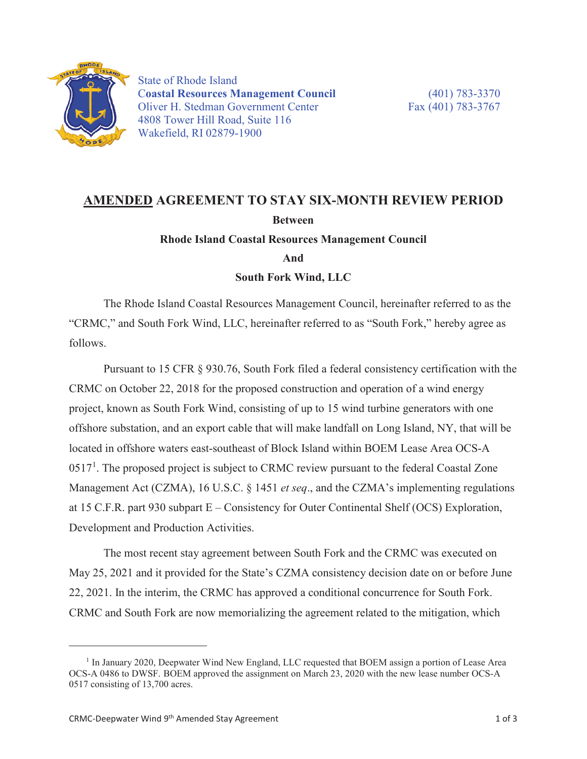State of Rhode Island
**Coastal Resources Management Council**
Oliver H. Stedman Government Center
4808 Tower Hill Road, Suite 116
Wakefield, RI 02879-1900

(401) 783-3370
Fax (401) 783-3767

# AMENDED AGREEMENT TO STAY SIX-MONTH REVIEW PERIOD

**Between**

**Rhode Island Coastal Resources Management Council**

**And**

**South Fork Wind, LLC**

The Rhode Island Coastal Resources Management Council, hereinafter referred to as the "CRMC," and South Fork Wind, LLC, hereinafter referred to as "South Fork," hereby agree as follows.

Pursuant to 15 CFR § 930.76, South Fork filed a federal consistency certification with the CRMC on October 22, 2018 for the proposed construction and operation of a wind energy project, known as South Fork Wind, consisting of up to 15 wind turbine generators with one offshore substation, and an export cable that will make landfall on Long Island, NY, that will be located in offshore waters east-southeast of Block Island within BOEM Lease Area OCS-A 0517[1]. The proposed project is subject to CRMC review pursuant to the federal Coastal Zone Management Act (CZMA), 16 U.S.C. § 1451 *et seq*., and the CZMA's implementing regulations at 15 C.F.R. part 930 subpart E – Consistency for Outer Continental Shelf (OCS) Exploration, Development and Production Activities.

The most recent stay agreement between South Fork and the CRMC was executed on May 25, 2021 and it provided for the State's CZMA consistency decision date on or before June 22, 2021. In the interim, the CRMC has approved a conditional concurrence for South Fork. CRMC and South Fork are now memorializing the agreement related to the mitigation, which

---

[1] In January 2020, Deepwater Wind New England, LLC requested that BOEM assign a portion of Lease Area OCS-A 0486 to DWSF. BOEM approved the assignment on March 23, 2020 with the new lease number OCS-A 0517 consisting of 13,700 acres.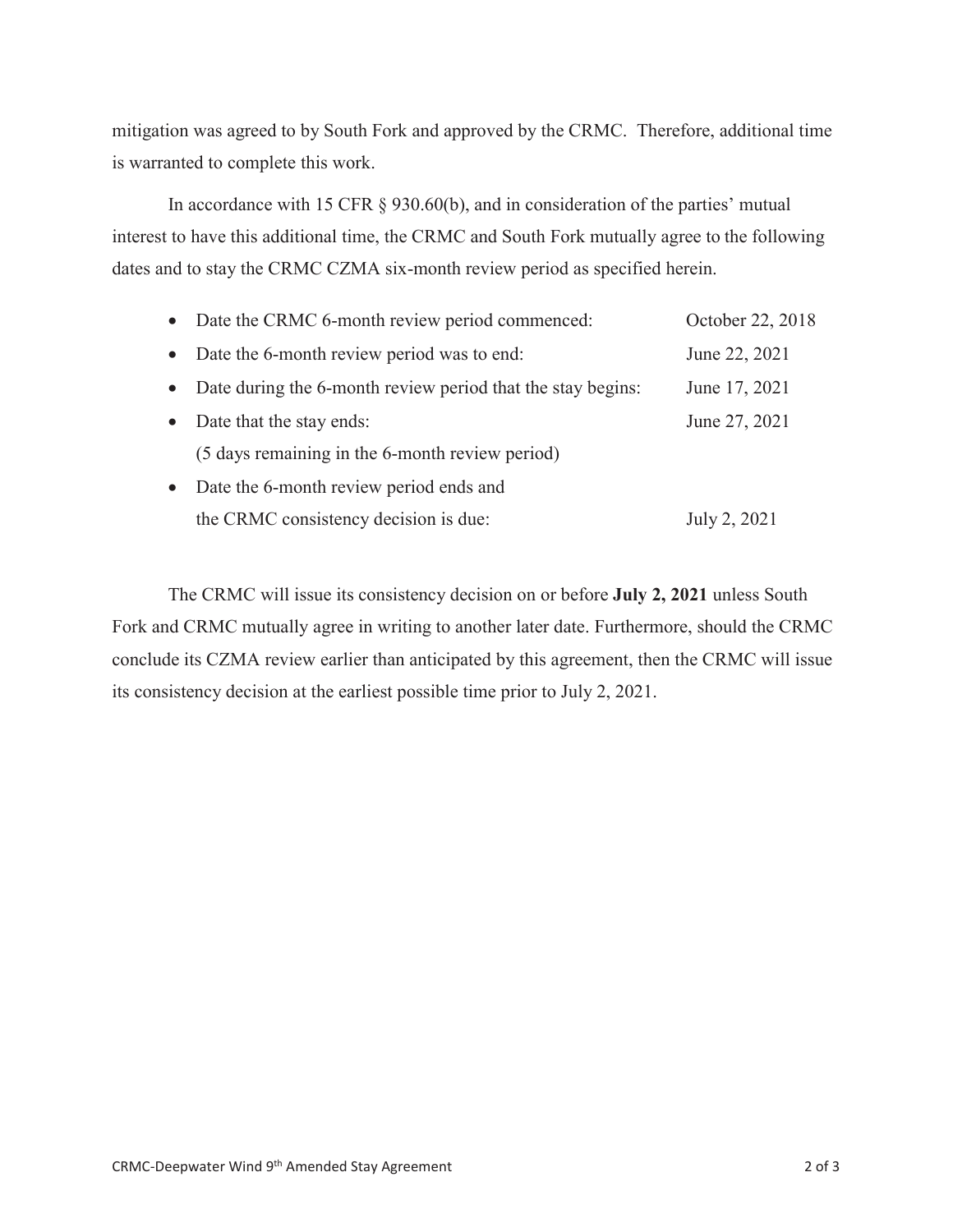mitigation was agreed to by South Fork and approved by the CRMC. Therefore, additional time is warranted to complete this work.

In accordance with 15 CFR § 930.60(b), and in consideration of the parties' mutual interest to have this additional time, the CRMC and South Fork mutually agree to the following dates and to stay the CRMC CZMA six-month review period as specified herein.

- Date the CRMC 6-month review period commenced: October 22, 2018
- Date the 6-month review period was to end: June 22, 2021
- Date during the 6-month review period that the stay begins: June 17, 2021
- Date that the stay ends: June 27, 2021
  (5 days remaining in the 6-month review period)
- Date the 6-month review period ends and the CRMC consistency decision is due: July 2, 2021

The CRMC will issue its consistency decision on or before **July 2, 2021** unless South Fork and CRMC mutually agree in writing to another later date. Furthermore, should the CRMC conclude its CZMA review earlier than anticipated by this agreement, then the CRMC will issue its consistency decision at the earliest possible time prior to July 2, 2021.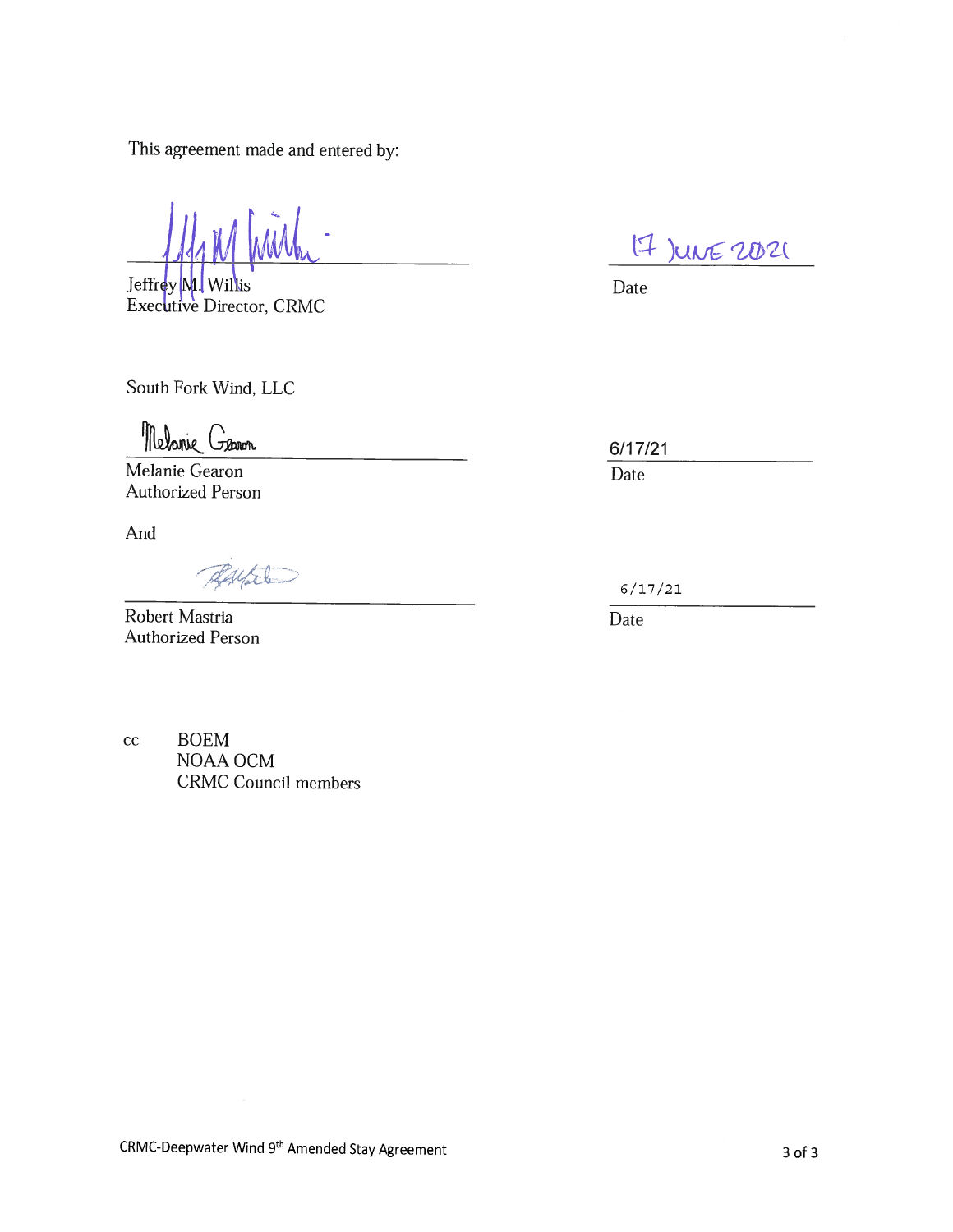This agreement made and entered by:

Jeffrey M. Willis
Executive Director, CRMC

17 JUNE 2021
Date

South Fork Wind, LLC

Melanie Gearon
Authorized Person

6/17/21
Date

And

Robert Mastria
Authorized Person

6/17/21
Date

cc BOEM
NOAA OCM
CRMC Council members

CRMC-Deepwater Wind 9th Amended Stay Agreement